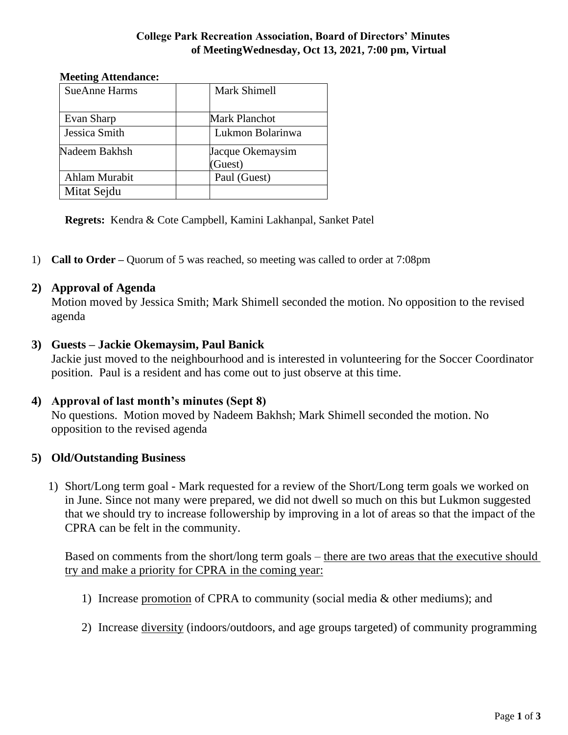**College Park Recreation Association, Board of Directors' Minutes of MeetingWednesday, Oct 13, 2021, 7:00 pm, Virtual**

**Meeting Attendance:**

| | | |
|---|---|---|
| SueAnne Harms | | Mark Shimell |
| Evan Sharp | | Mark Planchot |
| Jessica Smith | | Lukmon Bolarinwa |
| Nadeem Bakhsh | | Jacque Okemaysim (Guest) |
| Ahlam Murabit | | Paul (Guest) |
| Mitat Sejdu | | |

**Regrets:** Kendra & Cote Campbell, Kamini Lakhanpal, Sanket Patel

1) **Call to Order –** Quorum of 5 was reached, so meeting was called to order at 7:08pm

**2) Approval of Agenda**

Motion moved by Jessica Smith; Mark Shimell seconded the motion. No opposition to the revised agenda

**3) Guests – Jackie Okemaysim, Paul Banick**

Jackie just moved to the neighbourhood and is interested in volunteering for the Soccer Coordinator position. Paul is a resident and has come out to just observe at this time.

**4) Approval of last month's minutes (Sept 8)**

No questions. Motion moved by Nadeem Bakhsh; Mark Shimell seconded the motion. No opposition to the revised agenda

**5) Old/Outstanding Business**

1) Short/Long term goal - Mark requested for a review of the Short/Long term goals we worked on in June. Since not many were prepared, we did not dwell so much on this but Lukmon suggested that we should try to increase followership by improving in a lot of areas so that the impact of the CPRA can be felt in the community.

   Based on comments from the short/long term goals – <u>there are two areas that the executive should try and make a priority for CPRA in the coming year:</u>

   1) Increase <u>promotion</u> of CPRA to community (social media & other mediums); and

   2) Increase <u>diversity</u> (indoors/outdoors, and age groups targeted) of community programming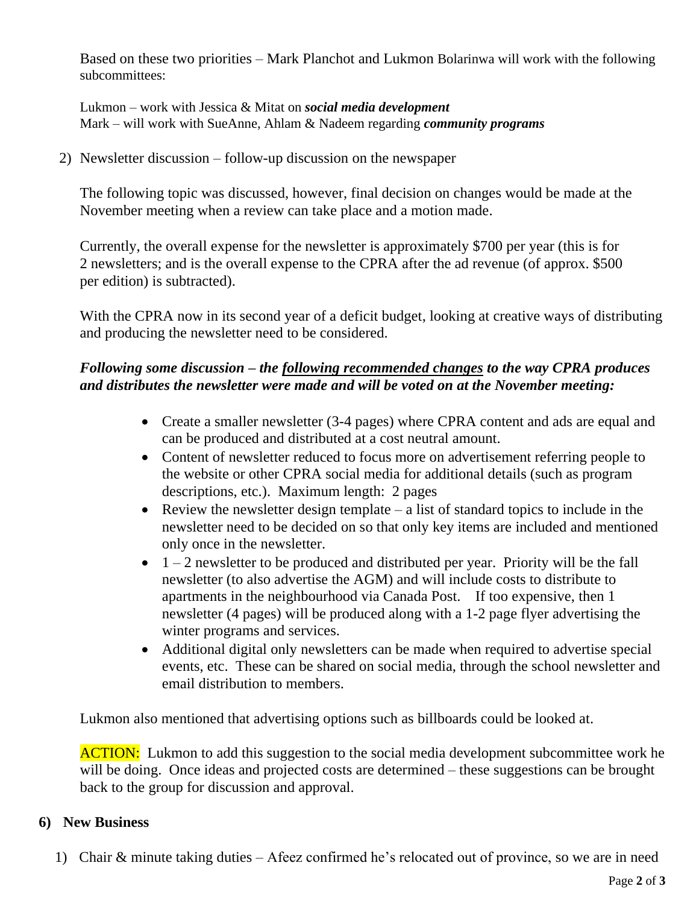Based on these two priorities – Mark Planchot and Lukmon Bolarinwa will work with the following subcommittees:

Lukmon – work with Jessica & Mitat on ***social media development***
Mark – will work with SueAnne, Ahlam & Nadeem regarding ***community programs***

2) Newsletter discussion – follow-up discussion on the newspaper

The following topic was discussed, however, final decision on changes would be made at the November meeting when a review can take place and a motion made.

Currently, the overall expense for the newsletter is approximately $700 per year (this is for 2 newsletters; and is the overall expense to the CPRA after the ad revenue (of approx. $500 per edition) is subtracted).

With the CPRA now in its second year of a deficit budget, looking at creative ways of distributing and producing the newsletter need to be considered.

***Following some discussion – the <u>following recommended changes</u> to the way CPRA produces and distributes the newsletter were made and will be voted on at the November meeting:***

- Create a smaller newsletter (3-4 pages) where CPRA content and ads are equal and can be produced and distributed at a cost neutral amount.
- Content of newsletter reduced to focus more on advertisement referring people to the website or other CPRA social media for additional details (such as program descriptions, etc.). Maximum length: 2 pages
- Review the newsletter design template – a list of standard topics to include in the newsletter need to be decided on so that only key items are included and mentioned only once in the newsletter.
- 1 – 2 newsletter to be produced and distributed per year. Priority will be the fall newsletter (to also advertise the AGM) and will include costs to distribute to apartments in the neighbourhood via Canada Post. If too expensive, then 1 newsletter (4 pages) will be produced along with a 1-2 page flyer advertising the winter programs and services.
- Additional digital only newsletters can be made when required to advertise special events, etc. These can be shared on social media, through the school newsletter and email distribution to members.

Lukmon also mentioned that advertising options such as billboards could be looked at.

ACTION: Lukmon to add this suggestion to the social media development subcommittee work he will be doing. Once ideas and projected costs are determined – these suggestions can be brought back to the group for discussion and approval.

## 6) New Business

1) Chair & minute taking duties – Afeez confirmed he's relocated out of province, so we are in need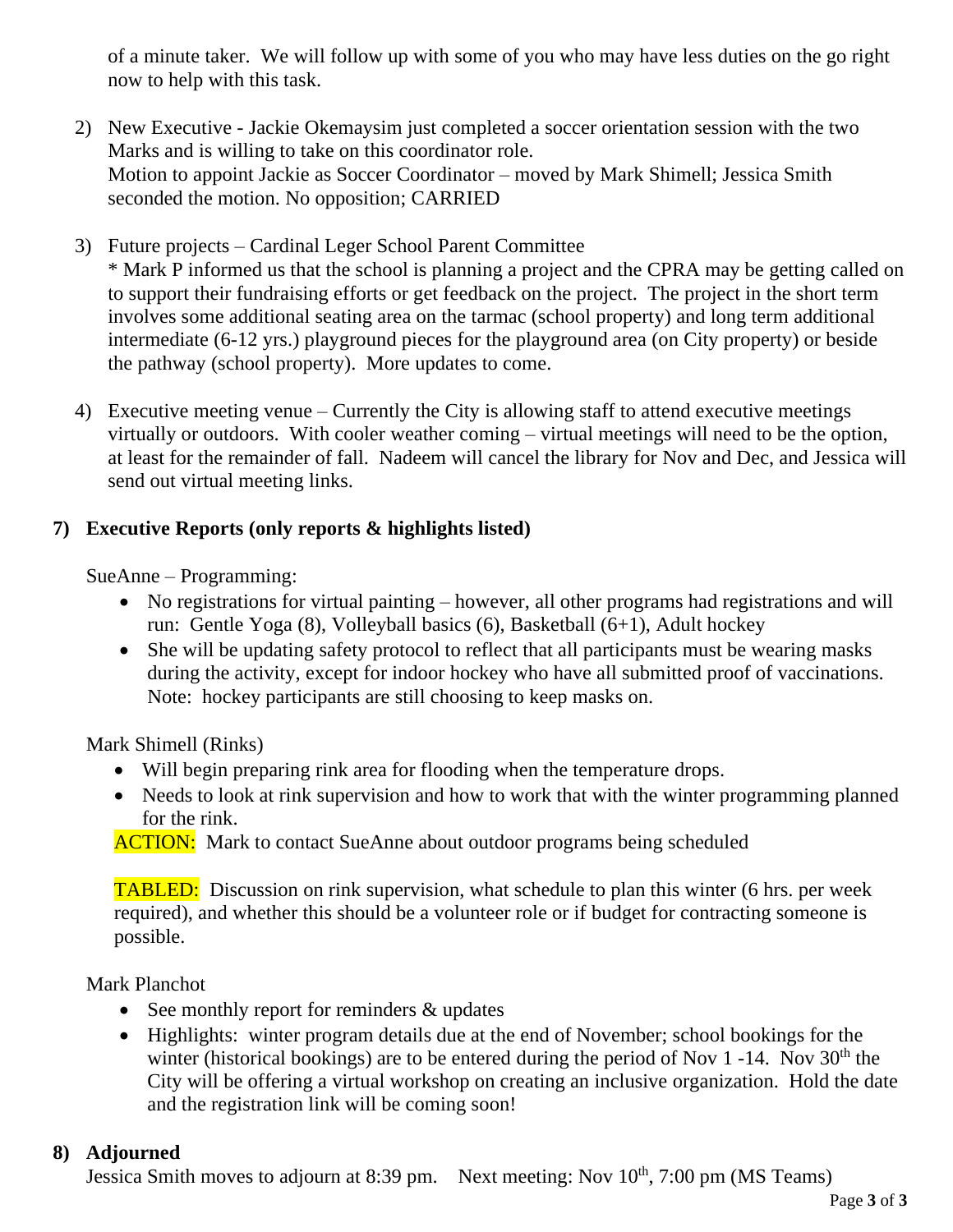of a minute taker. We will follow up with some of you who may have less duties on the go right now to help with this task.

2) New Executive - Jackie Okemaysim just completed a soccer orientation session with the two Marks and is willing to take on this coordinator role.
   Motion to appoint Jackie as Soccer Coordinator – moved by Mark Shimell; Jessica Smith seconded the motion. No opposition; CARRIED

3) Future projects – Cardinal Leger School Parent Committee
   * Mark P informed us that the school is planning a project and the CPRA may be getting called on to support their fundraising efforts or get feedback on the project. The project in the short term involves some additional seating area on the tarmac (school property) and long term additional intermediate (6-12 yrs.) playground pieces for the playground area (on City property) or beside the pathway (school property). More updates to come.

4) Executive meeting venue – Currently the City is allowing staff to attend executive meetings virtually or outdoors. With cooler weather coming – virtual meetings will need to be the option, at least for the remainder of fall. Nadeem will cancel the library for Nov and Dec, and Jessica will send out virtual meeting links.

## 7) Executive Reports (only reports & highlights listed)

SueAnne – Programming:

- No registrations for virtual painting – however, all other programs had registrations and will run: Gentle Yoga (8), Volleyball basics (6), Basketball (6+1), Adult hockey
- She will be updating safety protocol to reflect that all participants must be wearing masks during the activity, except for indoor hockey who have all submitted proof of vaccinations. Note: hockey participants are still choosing to keep masks on.

Mark Shimell (Rinks)

- Will begin preparing rink area for flooding when the temperature drops.
- Needs to look at rink supervision and how to work that with the winter programming planned for the rink.

ACTION: Mark to contact SueAnne about outdoor programs being scheduled

TABLED: Discussion on rink supervision, what schedule to plan this winter (6 hrs. per week required), and whether this should be a volunteer role or if budget for contracting someone is possible.

Mark Planchot

- See monthly report for reminders & updates
- Highlights: winter program details due at the end of November; school bookings for the winter (historical bookings) are to be entered during the period of Nov 1 -14. Nov 30th the City will be offering a virtual workshop on creating an inclusive organization. Hold the date and the registration link will be coming soon!

## 8) Adjourned

Jessica Smith moves to adjourn at 8:39 pm. Next meeting: Nov 10th, 7:00 pm (MS Teams)